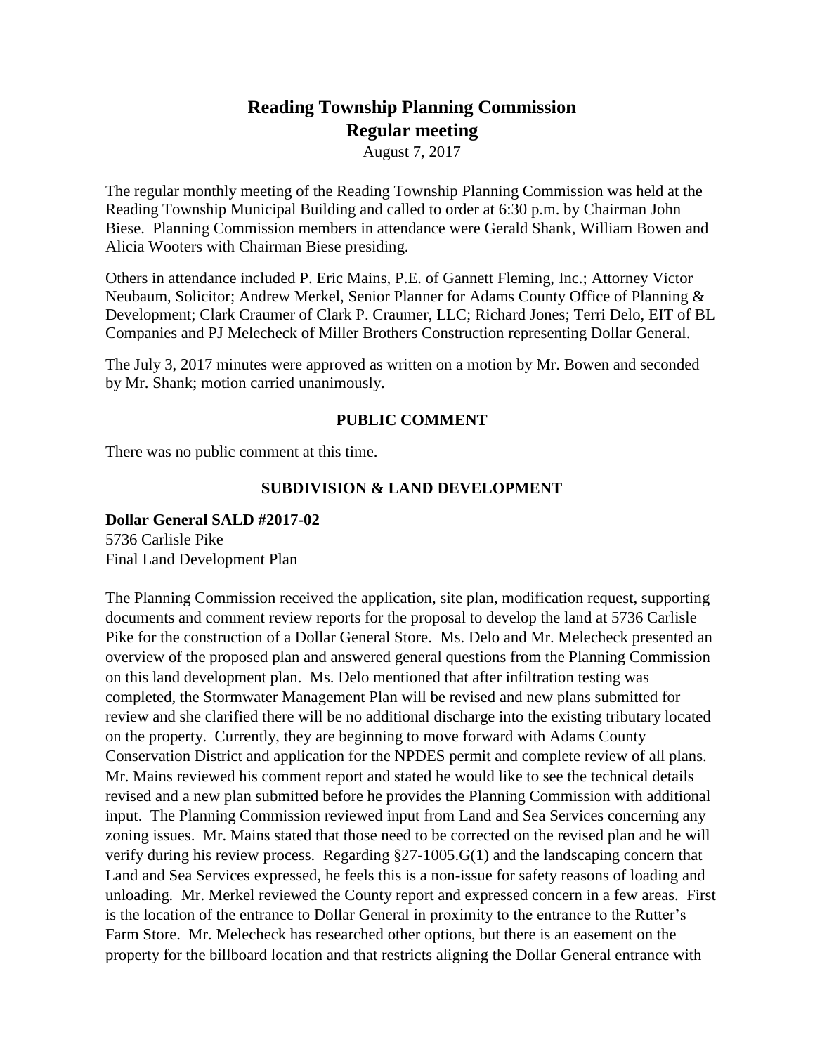# Reading Township Planning Commission
## Regular meeting

August 7, 2017

The regular monthly meeting of the Reading Township Planning Commission was held at the Reading Township Municipal Building and called to order at 6:30 p.m. by Chairman John Biese. Planning Commission members in attendance were Gerald Shank, William Bowen and Alicia Wooters with Chairman Biese presiding.

Others in attendance included P. Eric Mains, P.E. of Gannett Fleming, Inc.; Attorney Victor Neubaum, Solicitor; Andrew Merkel, Senior Planner for Adams County Office of Planning & Development; Clark Craumer of Clark P. Craumer, LLC; Richard Jones; Terri Delo, EIT of BL Companies and PJ Melecheck of Miller Brothers Construction representing Dollar General.

The July 3, 2017 minutes were approved as written on a motion by Mr. Bowen and seconded by Mr. Shank; motion carried unanimously.

### PUBLIC COMMENT

There was no public comment at this time.

### SUBDIVISION & LAND DEVELOPMENT

**Dollar General SALD #2017-02**
5736 Carlisle Pike
Final Land Development Plan

The Planning Commission received the application, site plan, modification request, supporting documents and comment review reports for the proposal to develop the land at 5736 Carlisle Pike for the construction of a Dollar General Store. Ms. Delo and Mr. Melecheck presented an overview of the proposed plan and answered general questions from the Planning Commission on this land development plan. Ms. Delo mentioned that after infiltration testing was completed, the Stormwater Management Plan will be revised and new plans submitted for review and she clarified there will be no additional discharge into the existing tributary located on the property. Currently, they are beginning to move forward with Adams County Conservation District and application for the NPDES permit and complete review of all plans. Mr. Mains reviewed his comment report and stated he would like to see the technical details revised and a new plan submitted before he provides the Planning Commission with additional input. The Planning Commission reviewed input from Land and Sea Services concerning any zoning issues. Mr. Mains stated that those need to be corrected on the revised plan and he will verify during his review process. Regarding §27-1005.G(1) and the landscaping concern that Land and Sea Services expressed, he feels this is a non-issue for safety reasons of loading and unloading. Mr. Merkel reviewed the County report and expressed concern in a few areas. First is the location of the entrance to Dollar General in proximity to the entrance to the Rutter's Farm Store. Mr. Melecheck has researched other options, but there is an easement on the property for the billboard location and that restricts aligning the Dollar General entrance with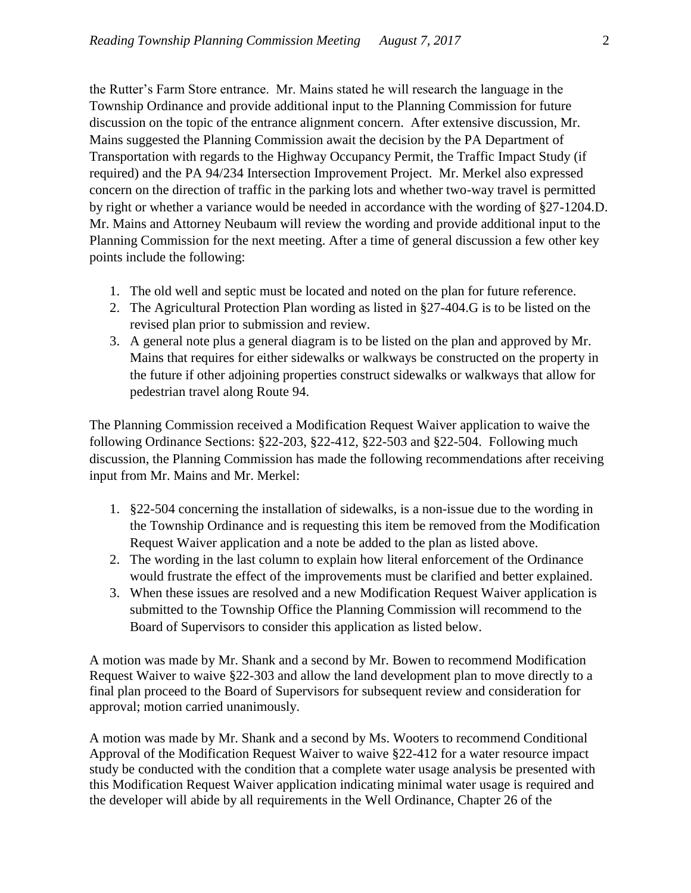the Rutter's Farm Store entrance. Mr. Mains stated he will research the language in the Township Ordinance and provide additional input to the Planning Commission for future discussion on the topic of the entrance alignment concern. After extensive discussion, Mr. Mains suggested the Planning Commission await the decision by the PA Department of Transportation with regards to the Highway Occupancy Permit, the Traffic Impact Study (if required) and the PA 94/234 Intersection Improvement Project. Mr. Merkel also expressed concern on the direction of traffic in the parking lots and whether two-way travel is permitted by right or whether a variance would be needed in accordance with the wording of §27-1204.D. Mr. Mains and Attorney Neubaum will review the wording and provide additional input to the Planning Commission for the next meeting. After a time of general discussion a few other key points include the following:

1. The old well and septic must be located and noted on the plan for future reference.
2. The Agricultural Protection Plan wording as listed in §27-404.G is to be listed on the revised plan prior to submission and review.
3. A general note plus a general diagram is to be listed on the plan and approved by Mr. Mains that requires for either sidewalks or walkways be constructed on the property in the future if other adjoining properties construct sidewalks or walkways that allow for pedestrian travel along Route 94.

The Planning Commission received a Modification Request Waiver application to waive the following Ordinance Sections: §22-203, §22-412, §22-503 and §22-504. Following much discussion, the Planning Commission has made the following recommendations after receiving input from Mr. Mains and Mr. Merkel:

1. §22-504 concerning the installation of sidewalks, is a non-issue due to the wording in the Township Ordinance and is requesting this item be removed from the Modification Request Waiver application and a note be added to the plan as listed above.
2. The wording in the last column to explain how literal enforcement of the Ordinance would frustrate the effect of the improvements must be clarified and better explained.
3. When these issues are resolved and a new Modification Request Waiver application is submitted to the Township Office the Planning Commission will recommend to the Board of Supervisors to consider this application as listed below.

A motion was made by Mr. Shank and a second by Mr. Bowen to recommend Modification Request Waiver to waive §22-303 and allow the land development plan to move directly to a final plan proceed to the Board of Supervisors for subsequent review and consideration for approval; motion carried unanimously.

A motion was made by Mr. Shank and a second by Ms. Wooters to recommend Conditional Approval of the Modification Request Waiver to waive §22-412 for a water resource impact study be conducted with the condition that a complete water usage analysis be presented with this Modification Request Waiver application indicating minimal water usage is required and the developer will abide by all requirements in the Well Ordinance, Chapter 26 of the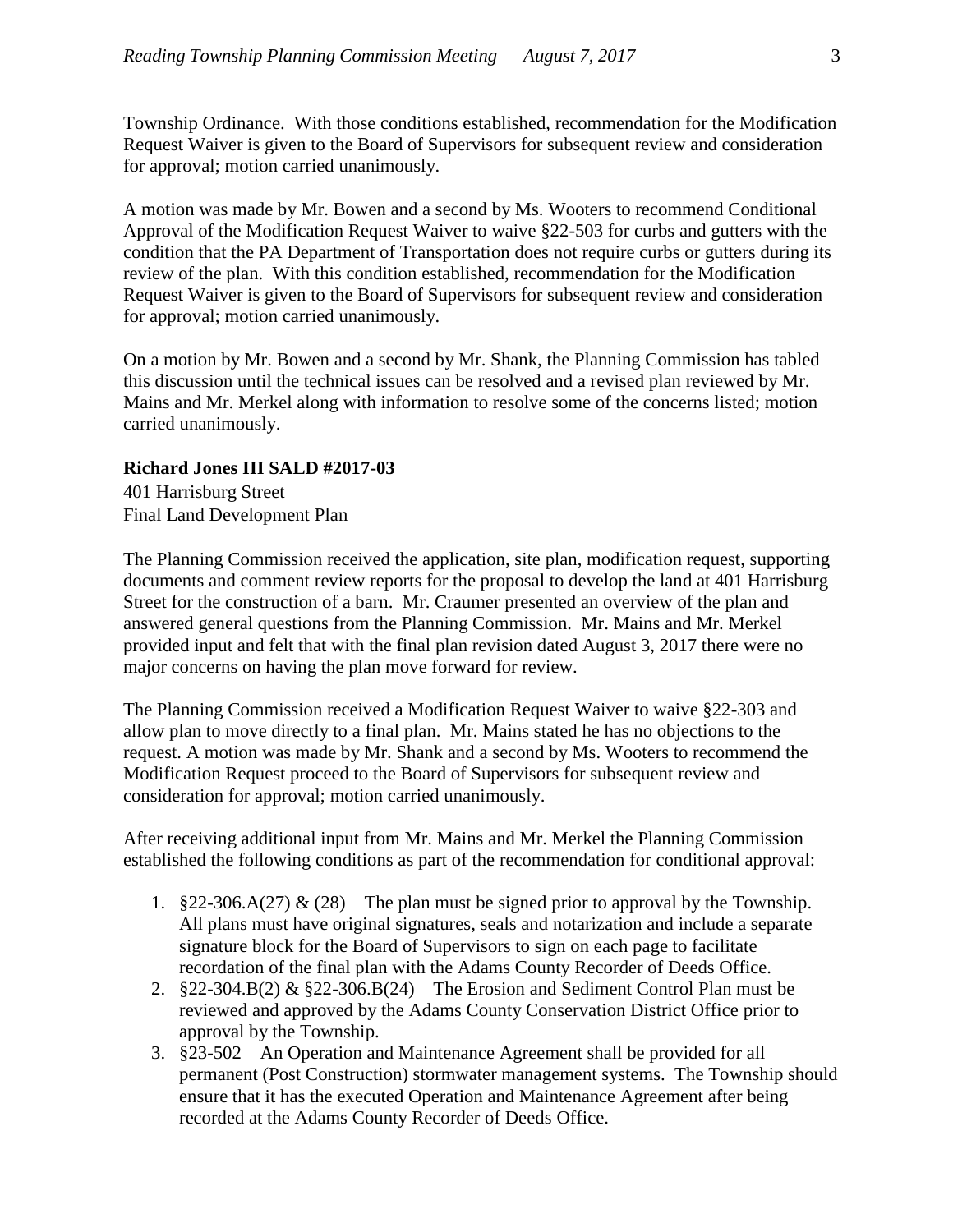Township Ordinance. With those conditions established, recommendation for the Modification Request Waiver is given to the Board of Supervisors for subsequent review and consideration for approval; motion carried unanimously.

A motion was made by Mr. Bowen and a second by Ms. Wooters to recommend Conditional Approval of the Modification Request Waiver to waive §22-503 for curbs and gutters with the condition that the PA Department of Transportation does not require curbs or gutters during its review of the plan. With this condition established, recommendation for the Modification Request Waiver is given to the Board of Supervisors for subsequent review and consideration for approval; motion carried unanimously.

On a motion by Mr. Bowen and a second by Mr. Shank, the Planning Commission has tabled this discussion until the technical issues can be resolved and a revised plan reviewed by Mr. Mains and Mr. Merkel along with information to resolve some of the concerns listed; motion carried unanimously.

**Richard Jones III SALD #2017-03**
401 Harrisburg Street
Final Land Development Plan

The Planning Commission received the application, site plan, modification request, supporting documents and comment review reports for the proposal to develop the land at 401 Harrisburg Street for the construction of a barn. Mr. Craumer presented an overview of the plan and answered general questions from the Planning Commission. Mr. Mains and Mr. Merkel provided input and felt that with the final plan revision dated August 3, 2017 there were no major concerns on having the plan move forward for review.

The Planning Commission received a Modification Request Waiver to waive §22-303 and allow plan to move directly to a final plan. Mr. Mains stated he has no objections to the request. A motion was made by Mr. Shank and a second by Ms. Wooters to recommend the Modification Request proceed to the Board of Supervisors for subsequent review and consideration for approval; motion carried unanimously.

After receiving additional input from Mr. Mains and Mr. Merkel the Planning Commission established the following conditions as part of the recommendation for conditional approval:

1. §22-306.A(27) & (28) The plan must be signed prior to approval by the Township. All plans must have original signatures, seals and notarization and include a separate signature block for the Board of Supervisors to sign on each page to facilitate recordation of the final plan with the Adams County Recorder of Deeds Office.
2. §22-304.B(2) & §22-306.B(24) The Erosion and Sediment Control Plan must be reviewed and approved by the Adams County Conservation District Office prior to approval by the Township.
3. §23-502 An Operation and Maintenance Agreement shall be provided for all permanent (Post Construction) stormwater management systems. The Township should ensure that it has the executed Operation and Maintenance Agreement after being recorded at the Adams County Recorder of Deeds Office.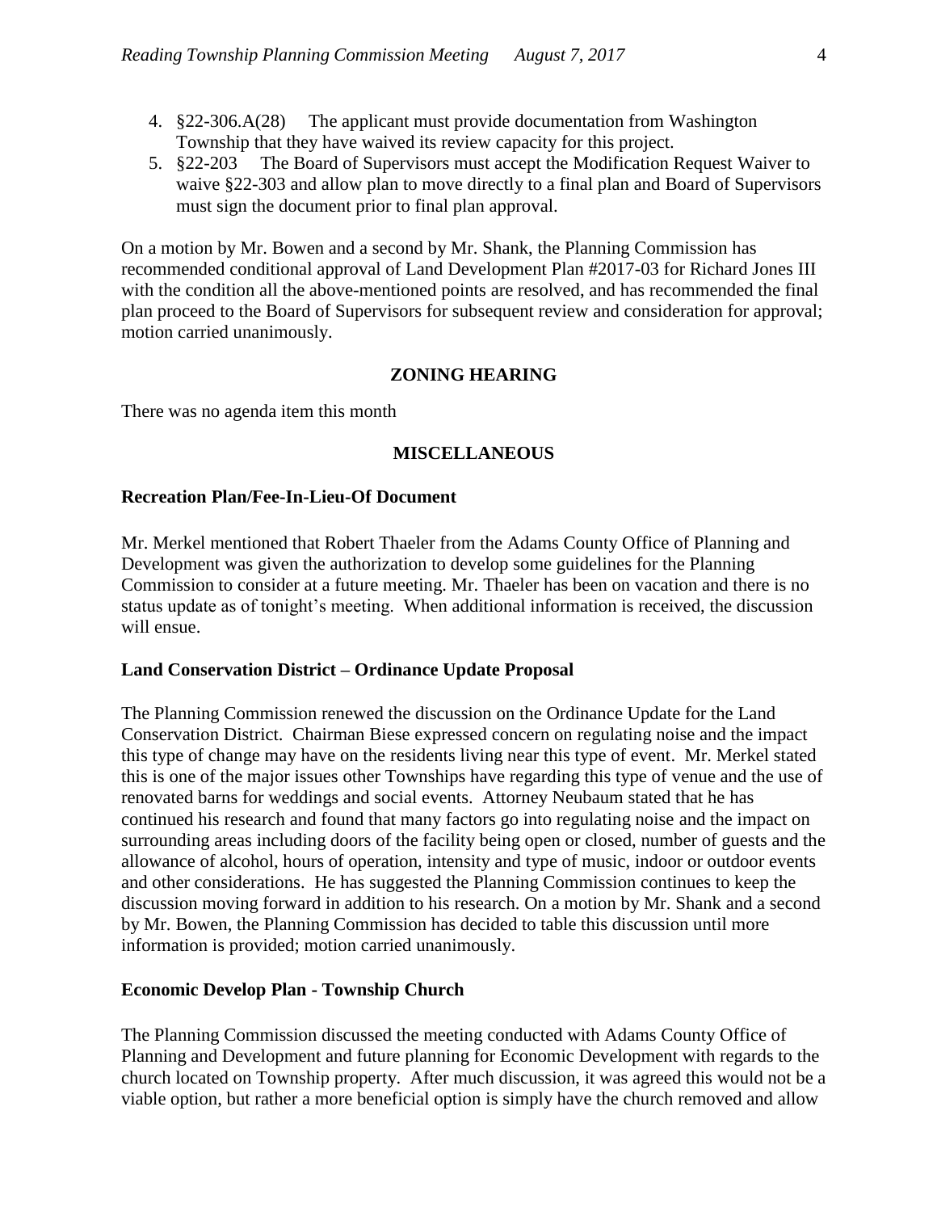4. §22-306.A(28) The applicant must provide documentation from Washington Township that they have waived its review capacity for this project.
5. §22-203 The Board of Supervisors must accept the Modification Request Waiver to waive §22-303 and allow plan to move directly to a final plan and Board of Supervisors must sign the document prior to final plan approval.

On a motion by Mr. Bowen and a second by Mr. Shank, the Planning Commission has recommended conditional approval of Land Development Plan #2017-03 for Richard Jones III with the condition all the above-mentioned points are resolved, and has recommended the final plan proceed to the Board of Supervisors for subsequent review and consideration for approval; motion carried unanimously.

## ZONING HEARING

There was no agenda item this month

## MISCELLANEOUS

**Recreation Plan/Fee-In-Lieu-Of Document**

Mr. Merkel mentioned that Robert Thaeler from the Adams County Office of Planning and Development was given the authorization to develop some guidelines for the Planning Commission to consider at a future meeting. Mr. Thaeler has been on vacation and there is no status update as of tonight's meeting. When additional information is received, the discussion will ensue.

**Land Conservation District – Ordinance Update Proposal**

The Planning Commission renewed the discussion on the Ordinance Update for the Land Conservation District. Chairman Biese expressed concern on regulating noise and the impact this type of change may have on the residents living near this type of event. Mr. Merkel stated this is one of the major issues other Townships have regarding this type of venue and the use of renovated barns for weddings and social events. Attorney Neubaum stated that he has continued his research and found that many factors go into regulating noise and the impact on surrounding areas including doors of the facility being open or closed, number of guests and the allowance of alcohol, hours of operation, intensity and type of music, indoor or outdoor events and other considerations. He has suggested the Planning Commission continues to keep the discussion moving forward in addition to his research. On a motion by Mr. Shank and a second by Mr. Bowen, the Planning Commission has decided to table this discussion until more information is provided; motion carried unanimously.

**Economic Develop Plan - Township Church**

The Planning Commission discussed the meeting conducted with Adams County Office of Planning and Development and future planning for Economic Development with regards to the church located on Township property. After much discussion, it was agreed this would not be a viable option, but rather a more beneficial option is simply have the church removed and allow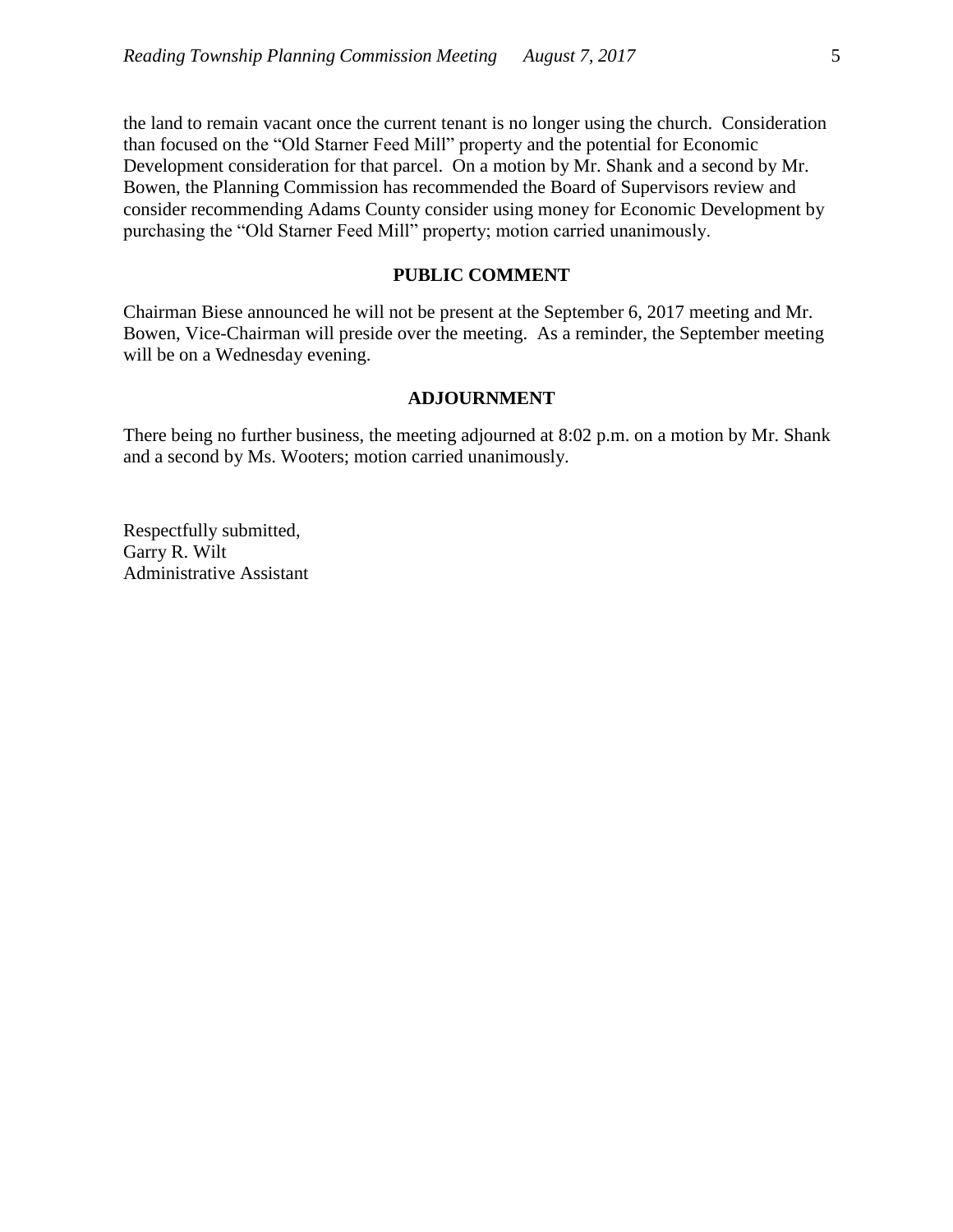the land to remain vacant once the current tenant is no longer using the church. Consideration than focused on the "Old Starner Feed Mill" property and the potential for Economic Development consideration for that parcel. On a motion by Mr. Shank and a second by Mr. Bowen, the Planning Commission has recommended the Board of Supervisors review and consider recommending Adams County consider using money for Economic Development by purchasing the "Old Starner Feed Mill" property; motion carried unanimously.

## PUBLIC COMMENT

Chairman Biese announced he will not be present at the September 6, 2017 meeting and Mr. Bowen, Vice-Chairman will preside over the meeting. As a reminder, the September meeting will be on a Wednesday evening.

## ADJOURNMENT

There being no further business, the meeting adjourned at 8:02 p.m. on a motion by Mr. Shank and a second by Ms. Wooters; motion carried unanimously.

Respectfully submitted,
Garry R. Wilt
Administrative Assistant